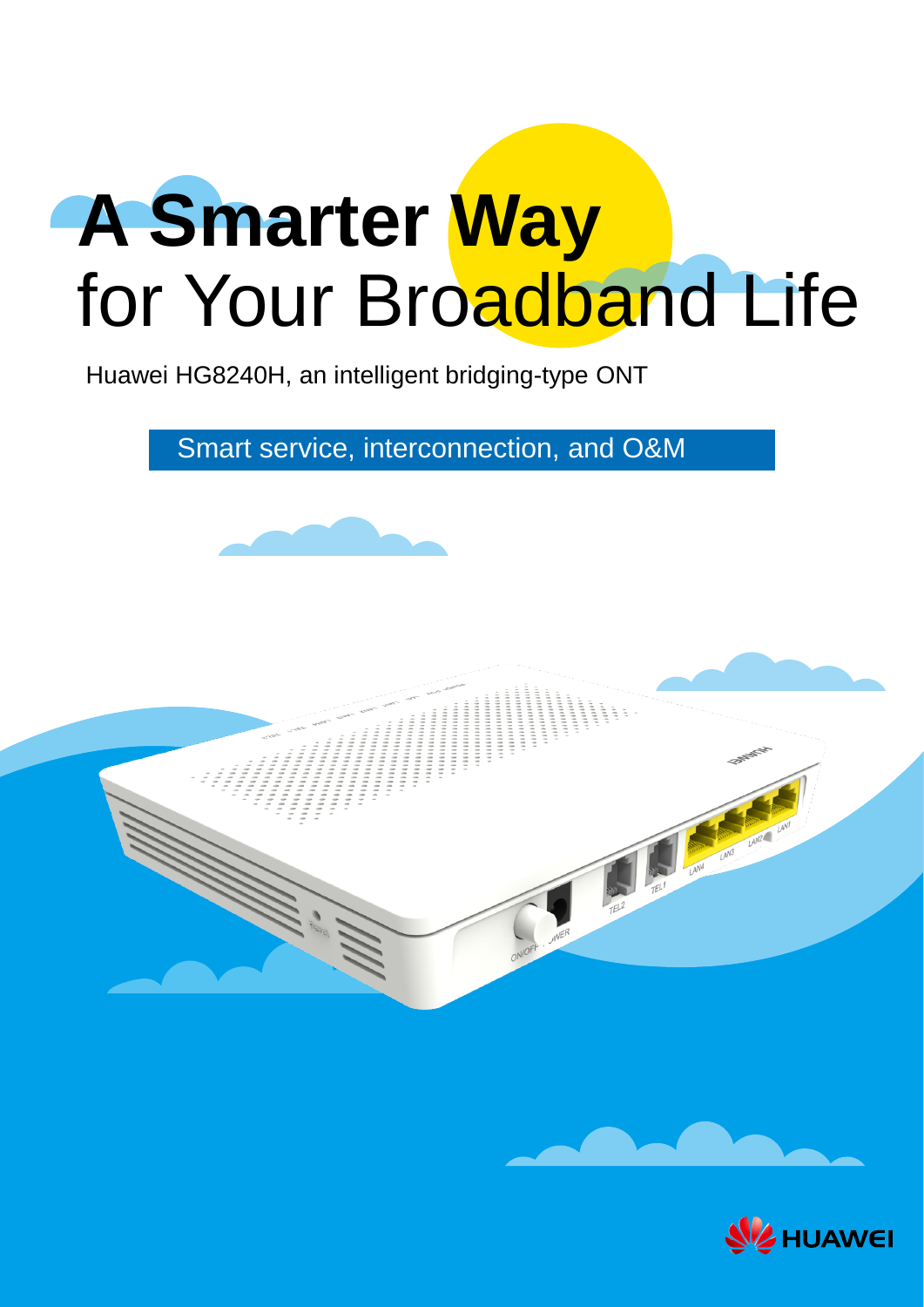# A Smarter Way for Your Broadband Life

Huawei HG8240H, an intelligent bridging-type ONT

Smart service, interconnection, and O&M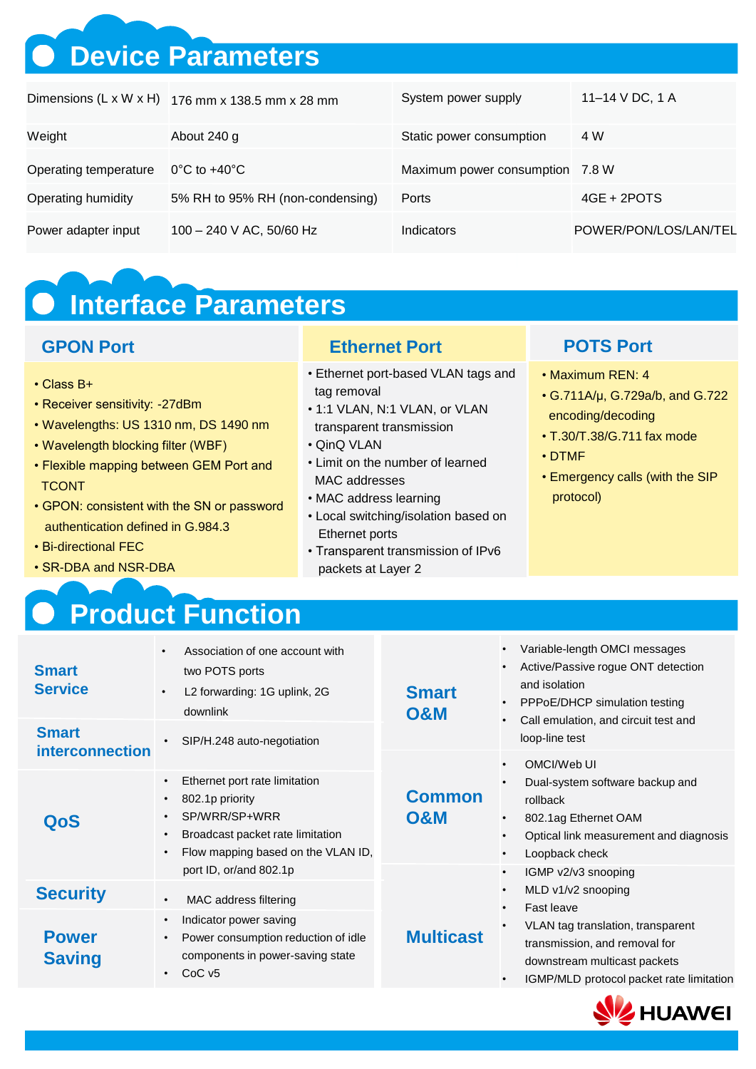## Device Parameters

| | | | |
|---|---|---|---|
| Dimensions (L x W x H) | 176 mm x 138.5 mm x 28 mm | System power supply | 11–14 V DC, 1 A |
| Weight | About 240 g | Static power consumption | 4 W |
| Operating temperature | 0°C to +40°C | Maximum power consumption | 7.8 W |
| Operating humidity | 5% RH to 95% RH (non-condensing) | Ports | 4GE + 2POTS |
| Power adapter input | 100 – 240 V AC, 50/60 Hz | Indicators | POWER/PON/LOS/LAN/TEL |

## Interface Parameters

### GPON Port

- Class B+
- Receiver sensitivity: -27dBm
- Wavelengths: US 1310 nm, DS 1490 nm
- Wavelength blocking filter (WBF)
- Flexible mapping between GEM Port and TCONT
- GPON: consistent with the SN or password authentication defined in G.984.3
- Bi-directional FEC
- SR-DBA and NSR-DBA

### Ethernet Port

- Ethernet port-based VLAN tags and tag removal
- 1:1 VLAN, N:1 VLAN, or VLAN transparent transmission
- QinQ VLAN
- Limit on the number of learned MAC addresses
- MAC address learning
- Local switching/isolation based on Ethernet ports
- Transparent transmission of IPv6 packets at Layer 2

### POTS Port

- Maximum REN: 4
- G.711A/μ, G.729a/b, and G.722 encoding/decoding
- T.30/T.38/G.711 fax mode
- DTMF
- Emergency calls (with the SIP protocol)

## Product Function

**Smart Service**
- Association of one account with two POTS ports
- L2 forwarding: 1G uplink, 2G downlink

**Smart interconnection**
- SIP/H.248 auto-negotiation

**QoS**
- Ethernet port rate limitation
- 802.1p priority
- SP/WRR/SP+WRR
- Broadcast packet rate limitation
- Flow mapping based on the VLAN ID, port ID, or/and 802.1p

**Security**
- MAC address filtering

**Power Saving**
- Indicator power saving
- Power consumption reduction of idle components in power-saving state
- CoC v5

**Smart O&M**
- Variable-length OMCI messages
- Active/Passive rogue ONT detection and isolation
- PPPoE/DHCP simulation testing
- Call emulation, and circuit test and loop-line test

**Common O&M**
- OMCI/Web UI
- Dual-system software backup and rollback
- 802.1ag Ethernet OAM
- Optical link measurement and diagnosis
- Loopback check

**Multicast**
- IGMP v2/v3 snooping
- MLD v1/v2 snooping
- Fast leave
- VLAN tag translation, transparent transmission, and removal for downstream multicast packets
- IGMP/MLD protocol packet rate limitation

HUAWEI